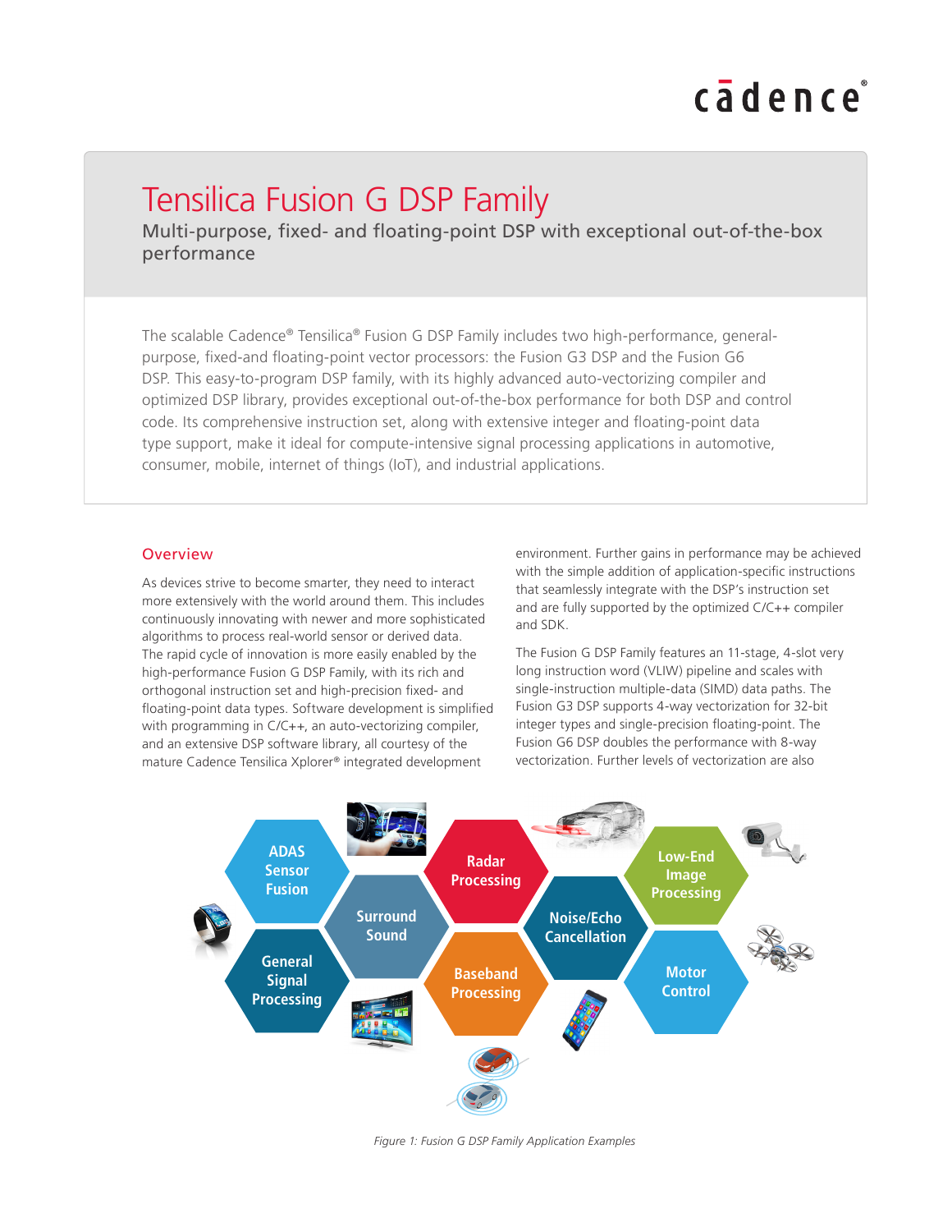# Tensilica Fusion G DSP Family

## Multi-purpose, fixed- and floating-point DSP with exceptional out-of-the-box performance

The scalable Cadence® Tensilica® Fusion G DSP Family includes two high-performance, general-purpose, fixed-and floating-point vector processors: the Fusion G3 DSP and the Fusion G6 DSP. This easy-to-program DSP family, with its highly advanced auto-vectorizing compiler and optimized DSP library, provides exceptional out-of-the-box performance for both DSP and control code. Its comprehensive instruction set, along with extensive integer and floating-point data type support, make it ideal for compute-intensive signal processing applications in automotive, consumer, mobile, internet of things (IoT), and industrial applications.

## Overview

As devices strive to become smarter, they need to interact more extensively with the world around them. This includes continuously innovating with newer and more sophisticated algorithms to process real-world sensor or derived data. The rapid cycle of innovation is more easily enabled by the high-performance Fusion G DSP Family, with its rich and orthogonal instruction set and high-precision fixed- and floating-point data types. Software development is simplified with programming in C/C++, an auto-vectorizing compiler, and an extensive DSP software library, all courtesy of the mature Cadence Tensilica Xplorer® integrated development environment. Further gains in performance may be achieved with the simple addition of application-specific instructions that seamlessly integrate with the DSP's instruction set and are fully supported by the optimized C/C++ compiler and SDK.

The Fusion G DSP Family features an 11-stage, 4-slot very long instruction word (VLIW) pipeline and scales with single-instruction multiple-data (SIMD) data paths. The Fusion G3 DSP supports 4-way vectorization for 32-bit integer types and single-precision floating-point. The Fusion G6 DSP doubles the performance with 8-way vectorization. Further levels of vectorization are also

ADAS Sensor Fusion | Surround Sound | Radar Processing | Noise/Echo Cancellation | Low-End Image Processing | General Signal Processing | Baseband Processing | Motor Control

*Figure 1: Fusion G DSP Family Application Examples*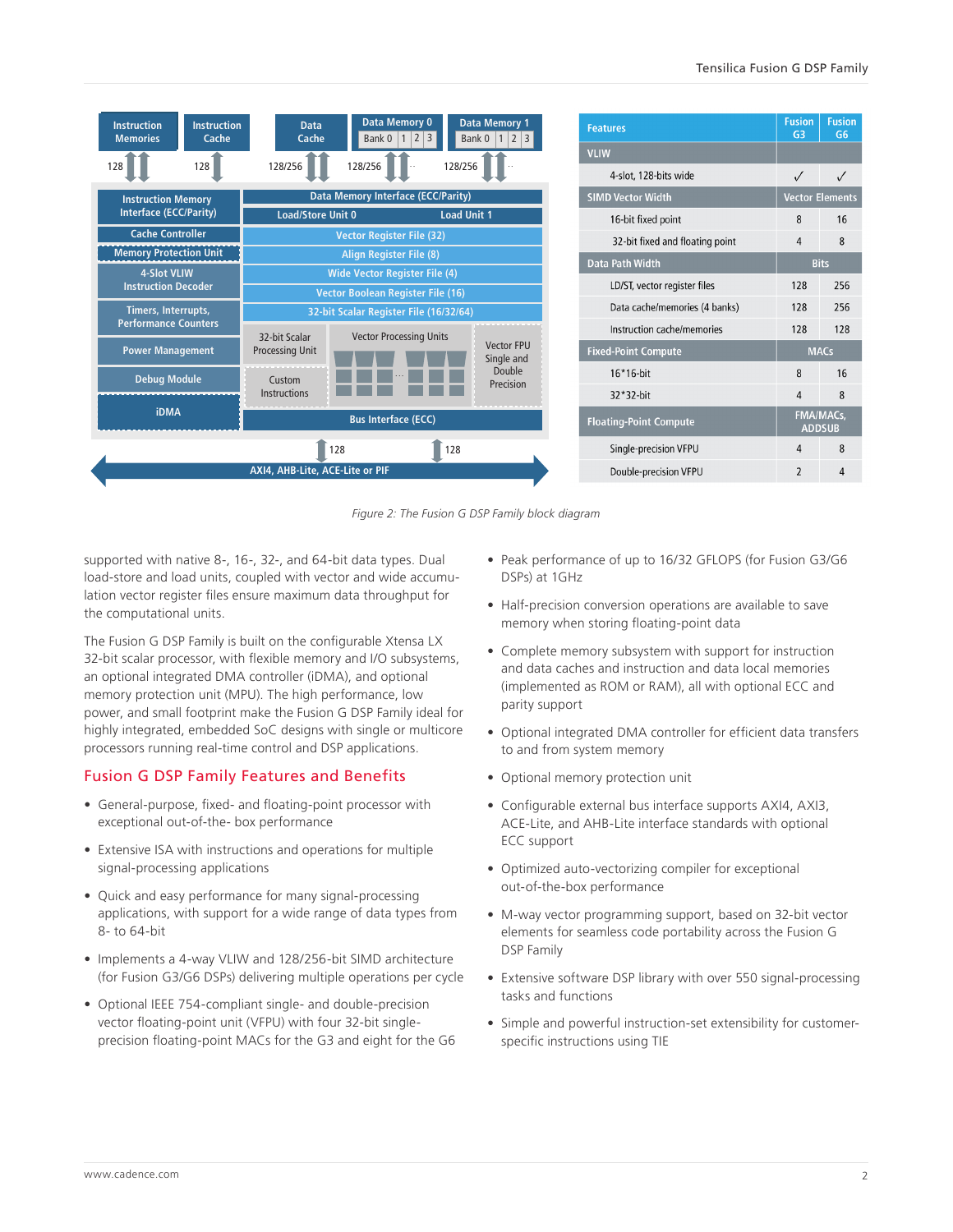| Features | Fusion G3 | Fusion G6 |
|---|---|---|
| **VLIW** | | |
| 4-slot, 128-bits wide | ✓ | ✓ |
| **SIMD Vector Width** | **Vector Elements** | |
| 16-bit fixed point | 8 | 16 |
| 32-bit fixed and floating point | 4 | 8 |
| **Data Path Width** | **Bits** | |
| LD/ST, vector register files | 128 | 256 |
| Data cache/memories (4 banks) | 128 | 256 |
| Instruction cache/memories | 128 | 128 |
| **Fixed-Point Compute** | **MACs** | |
| 16*16-bit | 8 | 16 |
| 32*32-bit | 4 | 8 |
| **Floating-Point Compute** | **FMA/MACs, ADDSUB** | |
| Single-precision VFPU | 4 | 8 |
| Double-precision VFPU | 2 | 4 |

*Figure 2: The Fusion G DSP Family block diagram*

supported with native 8-, 16-, 32-, and 64-bit data types. Dual load-store and load units, coupled with vector and wide accumulation vector register files ensure maximum data throughput for the computational units.

The Fusion G DSP Family is built on the configurable Xtensa LX 32-bit scalar processor, with flexible memory and I/O subsystems, an optional integrated DMA controller (iDMA), and optional memory protection unit (MPU). The high performance, low power, and small footprint make the Fusion G DSP Family ideal for highly integrated, embedded SoC designs with single or multicore processors running real-time control and DSP applications.

## Fusion G DSP Family Features and Benefits

- General-purpose, fixed- and floating-point processor with exceptional out-of-the- box performance
- Extensive ISA with instructions and operations for multiple signal-processing applications
- Quick and easy performance for many signal-processing applications, with support for a wide range of data types from 8- to 64-bit
- Implements a 4-way VLIW and 128/256-bit SIMD architecture (for Fusion G3/G6 DSPs) delivering multiple operations per cycle
- Optional IEEE 754-compliant single- and double-precision vector floating-point unit (VFPU) with four 32-bit single-precision floating-point MACs for the G3 and eight for the G6
- Peak performance of up to 16/32 GFLOPS (for Fusion G3/G6 DSPs) at 1GHz
- Half-precision conversion operations are available to save memory when storing floating-point data
- Complete memory subsystem with support for instruction and data caches and instruction and data local memories (implemented as ROM or RAM), all with optional ECC and parity support
- Optional integrated DMA controller for efficient data transfers to and from system memory
- Optional memory protection unit
- Configurable external bus interface supports AXI4, AXI3, ACE-Lite, and AHB-Lite interface standards with optional ECC support
- Optimized auto-vectorizing compiler for exceptional out-of-the-box performance
- M-way vector programming support, based on 32-bit vector elements for seamless code portability across the Fusion G DSP Family
- Extensive software DSP library with over 550 signal-processing tasks and functions
- Simple and powerful instruction-set extensibility for customer-specific instructions using TIE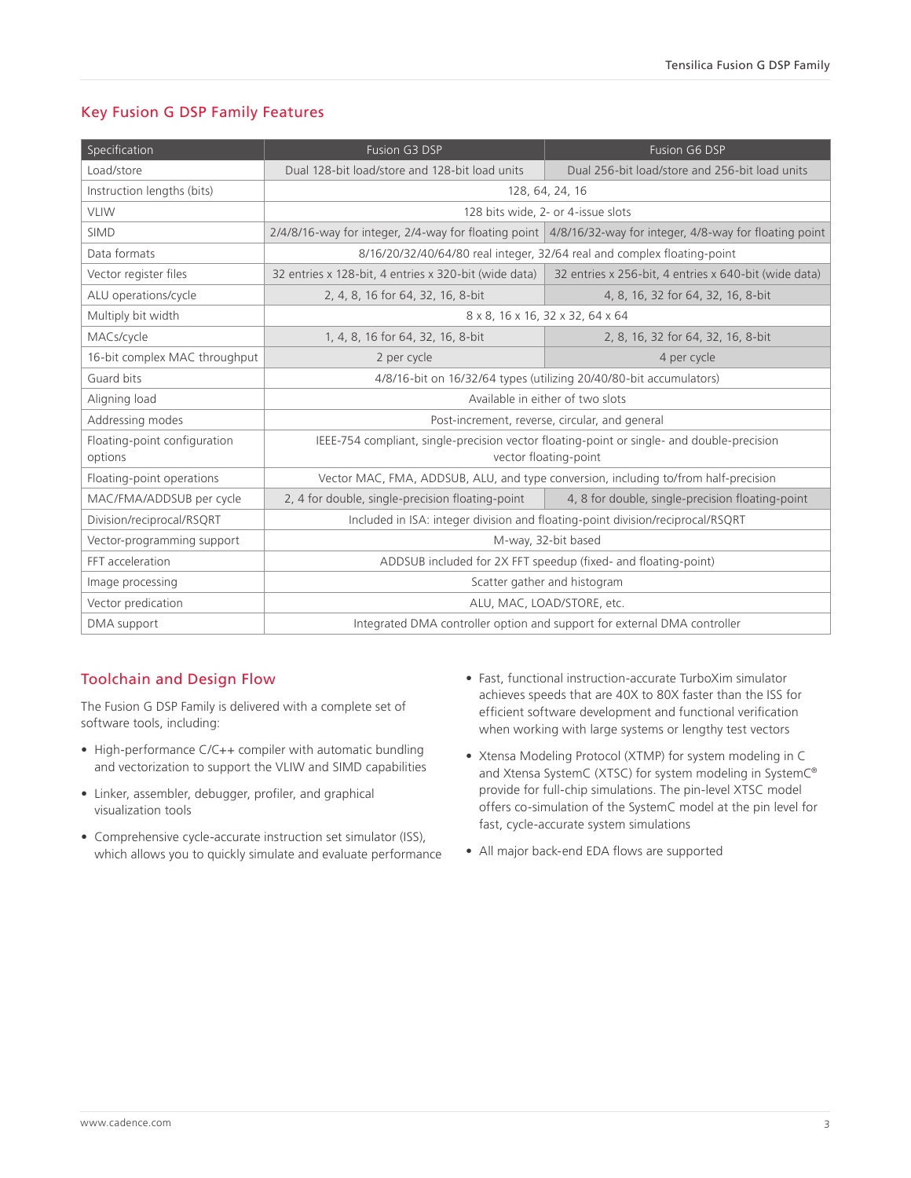## Key Fusion G DSP Family Features

| Specification | Fusion G3 DSP | Fusion G6 DSP |
|---|---|---|
| Load/store | Dual 128-bit load/store and 128-bit load units | Dual 256-bit load/store and 256-bit load units |
| Instruction lengths (bits) | 128, 64, 24, 16 | |
| VLIW | 128 bits wide, 2- or 4-issue slots | |
| SIMD | 2/4/8/16-way for integer, 2/4-way for floating point | 4/8/16/32-way for integer, 4/8-way for floating point |
| Data formats | 8/16/20/32/40/64/80 real integer, 32/64 real and complex floating-point | |
| Vector register files | 32 entries x 128-bit, 4 entries x 320-bit (wide data) | 32 entries x 256-bit, 4 entries x 640-bit (wide data) |
| ALU operations/cycle | 2, 4, 8, 16 for 64, 32, 16, 8-bit | 4, 8, 16, 32 for 64, 32, 16, 8-bit |
| Multiply bit width | 8 x 8, 16 x 16, 32 x 32, 64 x 64 | |
| MACs/cycle | 1, 4, 8, 16 for 64, 32, 16, 8-bit | 2, 8, 16, 32 for 64, 32, 16, 8-bit |
| 16-bit complex MAC throughput | 2 per cycle | 4 per cycle |
| Guard bits | 4/8/16-bit on 16/32/64 types (utilizing 20/40/80-bit accumulators) | |
| Aligning load | Available in either of two slots | |
| Addressing modes | Post-increment, reverse, circular, and general | |
| Floating-point configuration options | IEEE-754 compliant, single-precision vector floating-point or single- and double-precision vector floating-point | |
| Floating-point operations | Vector MAC, FMA, ADDSUB, ALU, and type conversion, including to/from half-precision | |
| MAC/FMA/ADDSUB per cycle | 2, 4 for double, single-precision floating-point | 4, 8 for double, single-precision floating-point |
| Division/reciprocal/RSQRT | Included in ISA: integer division and floating-point division/reciprocal/RSQRT | |
| Vector-programming support | M-way, 32-bit based | |
| FFT acceleration | ADDSUB included for 2X FFT speedup (fixed- and floating-point) | |
| Image processing | Scatter gather and histogram | |
| Vector predication | ALU, MAC, LOAD/STORE, etc. | |
| DMA support | Integrated DMA controller option and support for external DMA controller | |

## Toolchain and Design Flow

The Fusion G DSP Family is delivered with a complete set of software tools, including:

- High-performance C/C++ compiler with automatic bundling and vectorization to support the VLIW and SIMD capabilities
- Linker, assembler, debugger, profiler, and graphical visualization tools
- Comprehensive cycle-accurate instruction set simulator (ISS), which allows you to quickly simulate and evaluate performance
- Fast, functional instruction-accurate TurboXim simulator achieves speeds that are 40X to 80X faster than the ISS for efficient software development and functional verification when working with large systems or lengthy test vectors
- Xtensa Modeling Protocol (XTMP) for system modeling in C and Xtensa SystemC (XTSC) for system modeling in SystemC® provide for full-chip simulations. The pin-level XTSC model offers co-simulation of the SystemC model at the pin level for fast, cycle-accurate system simulations
- All major back-end EDA flows are supported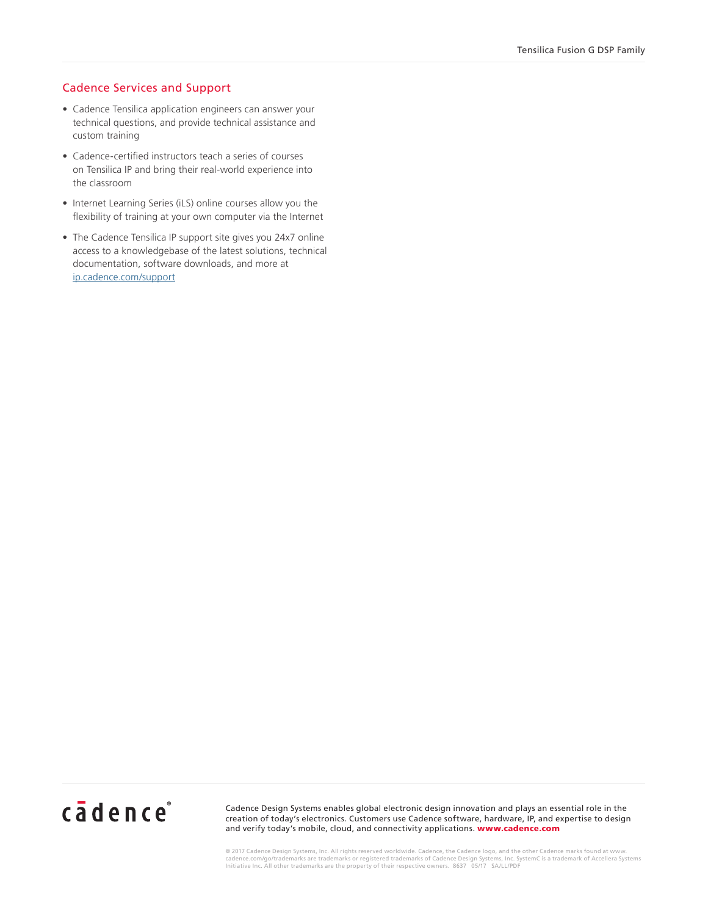## Cadence Services and Support

- Cadence Tensilica application engineers can answer your technical questions, and provide technical assistance and custom training
- Cadence-certified instructors teach a series of courses on Tensilica IP and bring their real-world experience into the classroom
- Internet Learning Series (iLS) online courses allow you the flexibility of training at your own computer via the Internet
- The Cadence Tensilica IP support site gives you 24x7 online access to a knowledgebase of the latest solutions, technical documentation, software downloads, and more at ip.cadence.com/support

cādence®

Cadence Design Systems enables global electronic design innovation and plays an essential role in the creation of today's electronics. Customers use Cadence software, hardware, IP, and expertise to design and verify today's mobile, cloud, and connectivity applications. **www.cadence.com**

© 2017 Cadence Design Systems, Inc. All rights reserved worldwide. Cadence, the Cadence logo, and the other Cadence marks found at www.cadence.com/go/trademarks are trademarks or registered trademarks of Cadence Design Systems, Inc. SystemC is a trademark of Accellera Systems Initiative Inc. All other trademarks are the property of their respective owners. 8637 05/17 SA/LL/PDF